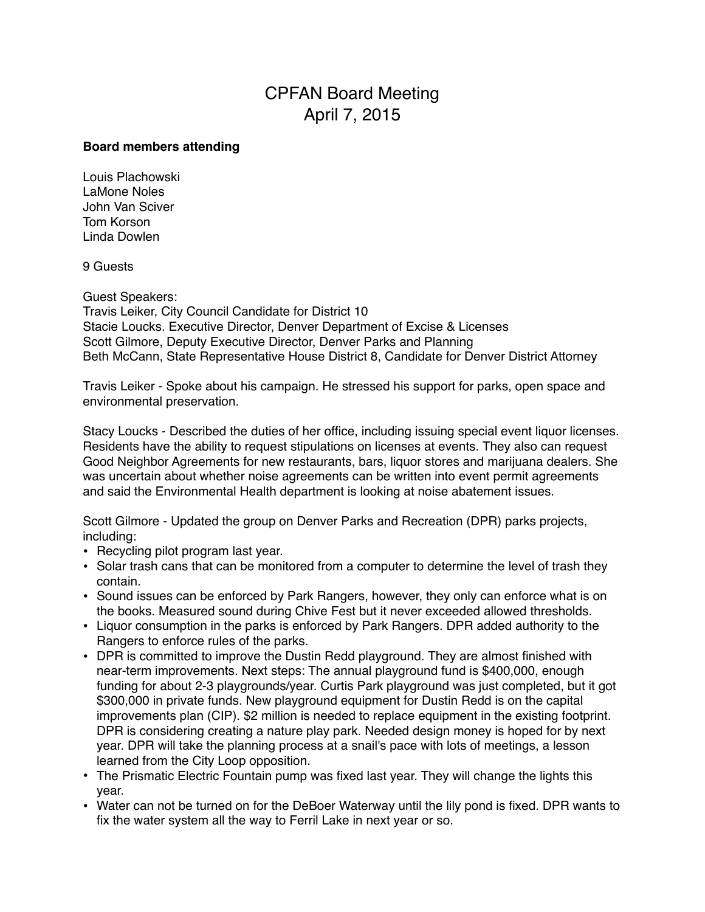# CPFAN Board Meeting
## April 7, 2015

**Board members attending**

Louis Plachowski
LaMone Noles
John Van Sciver
Tom Korson
Linda Dowlen

9 Guests

Guest Speakers:
Travis Leiker, City Council Candidate for District 10
Stacie Loucks. Executive Director, Denver Department of Excise & Licenses
Scott Gilmore, Deputy Executive Director, Denver Parks and Planning
Beth McCann, State Representative House District 8, Candidate for Denver District Attorney

Travis Leiker - Spoke about his campaign. He stressed his support for parks, open space and environmental preservation.

Stacy Loucks - Described the duties of her office, including issuing special event liquor licenses. Residents have the ability to request stipulations on licenses at events. They also can request Good Neighbor Agreements for new restaurants, bars, liquor stores and marijuana dealers. She was uncertain about whether noise agreements can be written into event permit agreements and said the Environmental Health department is looking at noise abatement issues.

Scott Gilmore - Updated the group on Denver Parks and Recreation (DPR) parks projects, including:

- Recycling pilot program last year.
- Solar trash cans that can be monitored from a computer to determine the level of trash they contain.
- Sound issues can be enforced by Park Rangers, however, they only can enforce what is on the books. Measured sound during Chive Fest but it never exceeded allowed thresholds.
- Liquor consumption in the parks is enforced by Park Rangers. DPR added authority to the Rangers to enforce rules of the parks.
- DPR is committed to improve the Dustin Redd playground. They are almost finished with near-term improvements. Next steps: The annual playground fund is $400,000, enough funding for about 2-3 playgrounds/year. Curtis Park playground was just completed, but it got $300,000 in private funds. New playground equipment for Dustin Redd is on the capital improvements plan (CIP). $2 million is needed to replace equipment in the existing footprint. DPR is considering creating a nature play park. Needed design money is hoped for by next year. DPR will take the planning process at a snail's pace with lots of meetings, a lesson learned from the City Loop opposition.
- The Prismatic Electric Fountain pump was fixed last year. They will change the lights this year.
- Water can not be turned on for the DeBoer Waterway until the lily pond is fixed. DPR wants to fix the water system all the way to Ferril Lake in next year or so.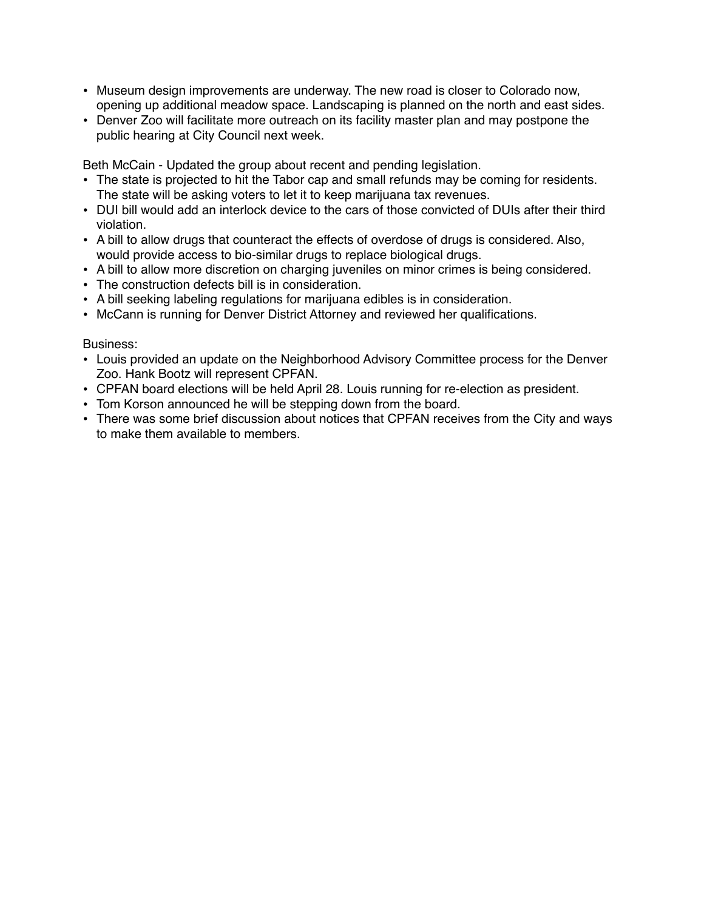- Museum design improvements are underway. The new road is closer to Colorado now, opening up additional meadow space. Landscaping is planned on the north and east sides.
- Denver Zoo will facilitate more outreach on its facility master plan and may postpone the public hearing at City Council next week.

Beth McCain - Updated the group about recent and pending legislation.

- The state is projected to hit the Tabor cap and small refunds may be coming for residents. The state will be asking voters to let it to keep marijuana tax revenues.
- DUI bill would add an interlock device to the cars of those convicted of DUIs after their third violation.
- A bill to allow drugs that counteract the effects of overdose of drugs is considered. Also, would provide access to bio-similar drugs to replace biological drugs.
- A bill to allow more discretion on charging juveniles on minor crimes is being considered.
- The construction defects bill is in consideration.
- A bill seeking labeling regulations for marijuana edibles is in consideration.
- McCann is running for Denver District Attorney and reviewed her qualifications.

Business:

- Louis provided an update on the Neighborhood Advisory Committee process for the Denver Zoo. Hank Bootz will represent CPFAN.
- CPFAN board elections will be held April 28. Louis running for re-election as president.
- Tom Korson announced he will be stepping down from the board.
- There was some brief discussion about notices that CPFAN receives from the City and ways to make them available to members.